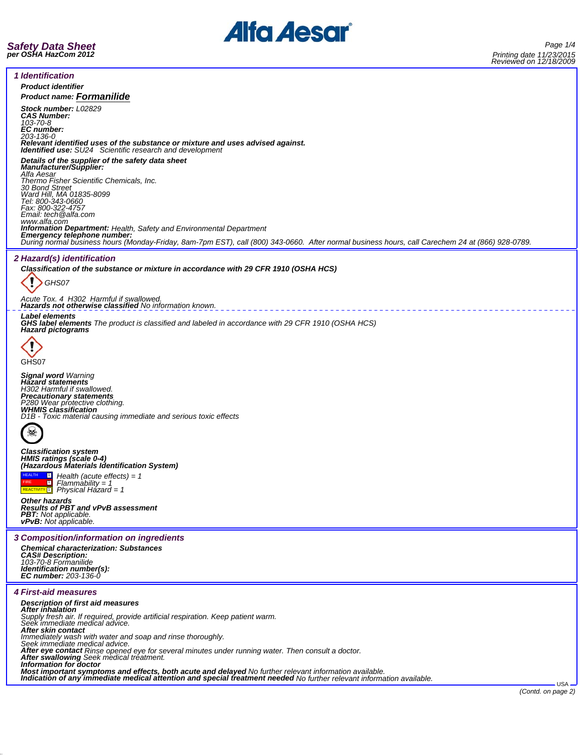# Safety Data Sheet
**per OSHA HazCom 2012**

Printing date 11/23/2015
Reviewed on 12/18/2009

## 1 Identification

**Product identifier**

**Product name: Formanilide**

**Stock number:** L02829
**CAS Number:**
103-70-8
**EC number:**
203-136-0
**Relevant identified uses of the substance or mixture and uses advised against.**
**Identified use:** SU24 Scientific research and development

**Details of the supplier of the safety data sheet**
**Manufacturer/Supplier:**
Alfa Aesar
Thermo Fisher Scientific Chemicals, Inc.
30 Bond Street
Ward Hill, MA 01835-8099
Tel: 800-343-0660
Fax: 800-322-4757
Email: tech@alfa.com
www.alfa.com
**Information Department:** Health, Safety and Environmental Department
**Emergency telephone number:**
During normal business hours (Monday-Friday, 8am-7pm EST), call (800) 343-0660. After normal business hours, call Carechem 24 at (866) 928-0789.

## 2 Hazard(s) identification

**Classification of the substance or mixture in accordance with 29 CFR 1910 (OSHA HCS)**

GHS07

Acute Tox. 4 H302 Harmful if swallowed.
**Hazards not otherwise classified** No information known.

**Label elements**
**GHS label elements** The product is classified and labeled in accordance with 29 CFR 1910 (OSHA HCS)
**Hazard pictograms**

GHS07

**Signal word** Warning
**Hazard statements**
H302 Harmful if swallowed.
**Precautionary statements**
P280 Wear protective clothing.
**WHMIS classification**
D1B - Toxic material causing immediate and serious toxic effects

**Classification system**
**HMIS ratings (scale 0-4)**
**(Hazardous Materials Identification System)**

| | | |
|---|---|---|
| HEALTH | 1 | Health (acute effects) = 1 |
| FIRE | 1 | Flammability = 1 |
| REACTIVITY | 1 | Physical Hazard = 1 |

**Other hazards**
**Results of PBT and vPvB assessment**
**PBT:** Not applicable.
**vPvB:** Not applicable.

## 3 Composition/information on ingredients

**Chemical characterization: Substances**
**CAS# Description:**
103-70-8 Formanilide
**Identification number(s):**
**EC number:** 203-136-0

## 4 First-aid measures

**Description of first aid measures**
**After inhalation**
Supply fresh air. If required, provide artificial respiration. Keep patient warm.
Seek immediate medical advice.
**After skin contact**
Immediately wash with water and soap and rinse thoroughly.
Seek immediate medical advice.
**After eye contact** Rinse opened eye for several minutes under running water. Then consult a doctor.
**After swallowing** Seek medical treatment.
**Information for doctor**
**Most important symptoms and effects, both acute and delayed** No further relevant information available.
**Indication of any immediate medical attention and special treatment needed** No further relevant information available.

(Contd. on page 2)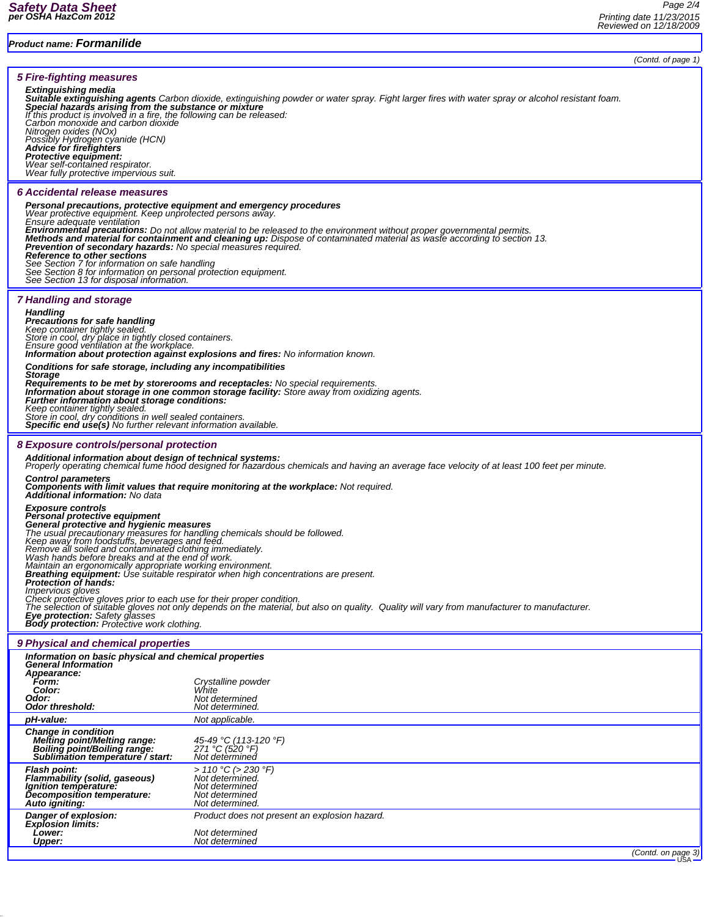**Product name: Formanilide**

(Contd. of page 1)

## 5 Fire-fighting measures

**Extinguishing media**
**Suitable extinguishing agents** Carbon dioxide, extinguishing powder or water spray. Fight larger fires with water spray or alcohol resistant foam.
**Special hazards arising from the substance or mixture**
If this product is involved in a fire, the following can be released:
Carbon monoxide and carbon dioxide
Nitrogen oxides (NOx)
Possibly Hydrogen cyanide (HCN)
**Advice for firefighters**
**Protective equipment:**
Wear self-contained respirator.
Wear fully protective impervious suit.

## 6 Accidental release measures

**Personal precautions, protective equipment and emergency procedures**
Wear protective equipment. Keep unprotected persons away.
Ensure adequate ventilation
**Environmental precautions:** Do not allow material to be released to the environment without proper governmental permits.
**Methods and material for containment and cleaning up:** Dispose of contaminated material as waste according to section 13.
**Prevention of secondary hazards:** No special measures required.
**Reference to other sections**
See Section 7 for information on safe handling
See Section 8 for information on personal protection equipment.
See Section 13 for disposal information.

## 7 Handling and storage

**Handling**
**Precautions for safe handling**
Keep container tightly sealed.
Store in cool, dry place in tightly closed containers.
Ensure good ventilation at the workplace.
**Information about protection against explosions and fires:** No information known.

**Conditions for safe storage, including any incompatibilities**
**Storage**
**Requirements to be met by storerooms and receptacles:** No special requirements.
**Information about storage in one common storage facility:** Store away from oxidizing agents.
**Further information about storage conditions:**
Keep container tightly sealed.
Store in cool, dry conditions in well sealed containers.
**Specific end use(s)** No further relevant information available.

## 8 Exposure controls/personal protection

**Additional information about design of technical systems:**
Properly operating chemical fume hood designed for hazardous chemicals and having an average face velocity of at least 100 feet per minute.

**Control parameters**
**Components with limit values that require monitoring at the workplace:** Not required.
**Additional information:** No data

**Exposure controls**
**Personal protective equipment**
**General protective and hygienic measures**
The usual precautionary measures for handling chemicals should be followed.
Keep away from foodstuffs, beverages and feed.
Remove all soiled and contaminated clothing immediately.
Wash hands before breaks and at the end of work.
Maintain an ergonomically appropriate working environment.
**Breathing equipment:** Use suitable respirator when high concentrations are present.
**Protection of hands:**
Impervious gloves
Check protective gloves prior to each use for their proper condition.
The selection of suitable gloves not only depends on the material, but also on quality. Quality will vary from manufacturer to manufacturer.
**Eye protection:** Safety glasses
**Body protection:** Protective work clothing.

## 9 Physical and chemical properties

**Information on basic physical and chemical properties**
**General Information**

| Property | Value |
|---|---|
| **Appearance:** | |
| **Form:** | Crystalline powder |
| **Color:** | White |
| **Odor:** | Not determined |
| **Odor threshold:** | Not determined. |
| **pH-value:** | Not applicable. |
| **Change in condition** | |
| **Melting point/Melting range:** | 45-49 °C (113-120 °F) |
| **Boiling point/Boiling range:** | 271 °C (520 °F) |
| **Sublimation temperature / start:** | Not determined |
| **Flash point:** | > 110 °C (> 230 °F) |
| **Flammability (solid, gaseous)** | Not determined. |
| **Ignition temperature:** | Not determined |
| **Decomposition temperature:** | Not determined |
| **Auto igniting:** | Not determined. |
| **Danger of explosion:** | Product does not present an explosion hazard. |
| **Explosion limits:** | |
| **Lower:** | Not determined |
| **Upper:** | Not determined |

(Contd. on page 3)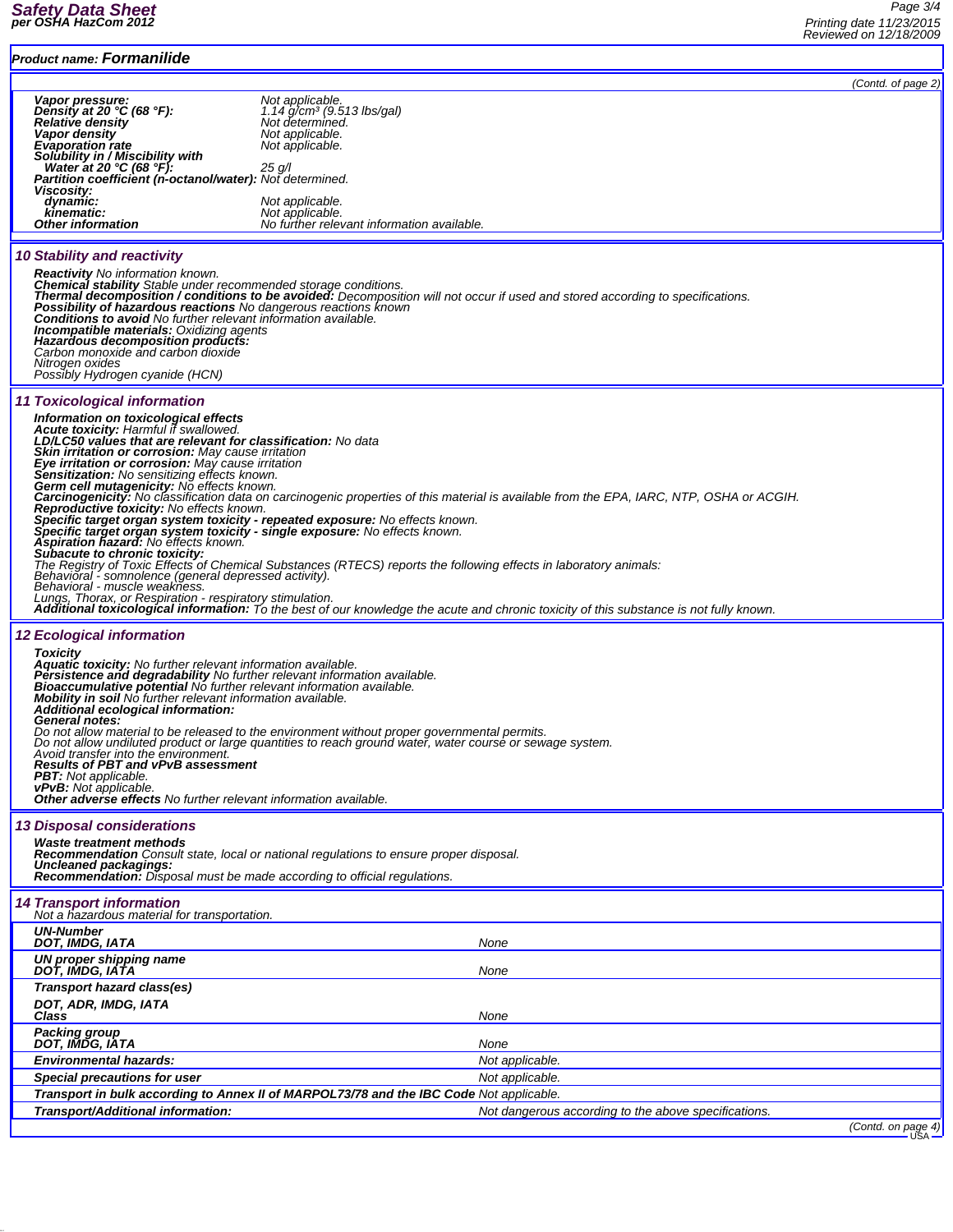**Product name: Formanilide**

(Contd. of page 2)

**Vapor pressure:** Not applicable.
**Density at 20 °C (68 °F):** 1.14 g/cm³ (9.513 lbs/gal)
**Relative density** Not determined.
**Vapor density** Not applicable.
**Evaporation rate** Not applicable.
**Solubility in / Miscibility with**
**Water at 20 °C (68 °F):** 25 g/l
**Partition coefficient (n-octanol/water):** Not determined.
**Viscosity:**
**dynamic:** Not applicable.
**kinematic:** Not applicable.
**Other information** No further relevant information available.

## 10 Stability and reactivity

**Reactivity** No information known.
**Chemical stability** Stable under recommended storage conditions.
**Thermal decomposition / conditions to be avoided:** Decomposition will not occur if used and stored according to specifications.
**Possibility of hazardous reactions** No dangerous reactions known
**Conditions to avoid** No further relevant information available.
**Incompatible materials:** Oxidizing agents
**Hazardous decomposition products:**
Carbon monoxide and carbon dioxide
Nitrogen oxides
Possibly Hydrogen cyanide (HCN)

## 11 Toxicological information

**Information on toxicological effects**
**Acute toxicity:** Harmful if swallowed.
**LD/LC50 values that are relevant for classification:** No data
**Skin irritation or corrosion:** May cause irritation
**Eye irritation or corrosion:** May cause irritation
**Sensitization:** No sensitizing effects known.
**Germ cell mutagenicity:** No effects known.
**Carcinogenicity:** No classification data on carcinogenic properties of this material is available from the EPA, IARC, NTP, OSHA or ACGIH.
**Reproductive toxicity:** No effects known.
**Specific target organ system toxicity - repeated exposure:** No effects known.
**Specific target organ system toxicity - single exposure:** No effects known.
**Aspiration hazard:** No effects known.
**Subacute to chronic toxicity:**
The Registry of Toxic Effects of Chemical Substances (RTECS) reports the following effects in laboratory animals:
Behavioral - somnolence (general depressed activity).
Behavioral - muscle weakness.
Lungs, Thorax, or Respiration - respiratory stimulation.
**Additional toxicological information:** To the best of our knowledge the acute and chronic toxicity of this substance is not fully known.

## 12 Ecological information

**Toxicity**
**Aquatic toxicity:** No further relevant information available.
**Persistence and degradability** No further relevant information available.
**Bioaccumulative potential** No further relevant information available.
**Mobility in soil** No further relevant information available.
**Additional ecological information:**
**General notes:**
Do not allow material to be released to the environment without proper governmental permits.
Do not allow undiluted product or large quantities to reach ground water, water course or sewage system.
Avoid transfer into the environment.
**Results of PBT and vPvB assessment**
**PBT:** Not applicable.
**vPvB:** Not applicable.
**Other adverse effects** No further relevant information available.

## 13 Disposal considerations

**Waste treatment methods**
**Recommendation** Consult state, local or national regulations to ensure proper disposal.
**Uncleaned packagings:**
**Recommendation:** Disposal must be made according to official regulations.

## 14 Transport information

Not a hazardous material for transportation.

| | |
|---|---|
| **UN-Number** | |
| **DOT, IMDG, IATA** | None |
| **UN proper shipping name** | |
| **DOT, IMDG, IATA** | None |
| **Transport hazard class(es)** | |
| **DOT, ADR, IMDG, IATA** | |
| **Class** | None |
| **Packing group** | |
| **DOT, IMDG, IATA** | None |
| **Environmental hazards:** | Not applicable. |
| **Special precautions for user** | Not applicable. |
| **Transport in bulk according to Annex II of MARPOL73/78 and the IBC Code** | Not applicable. |
| **Transport/Additional information:** | Not dangerous according to the above specifications. |

(Contd. on page 4)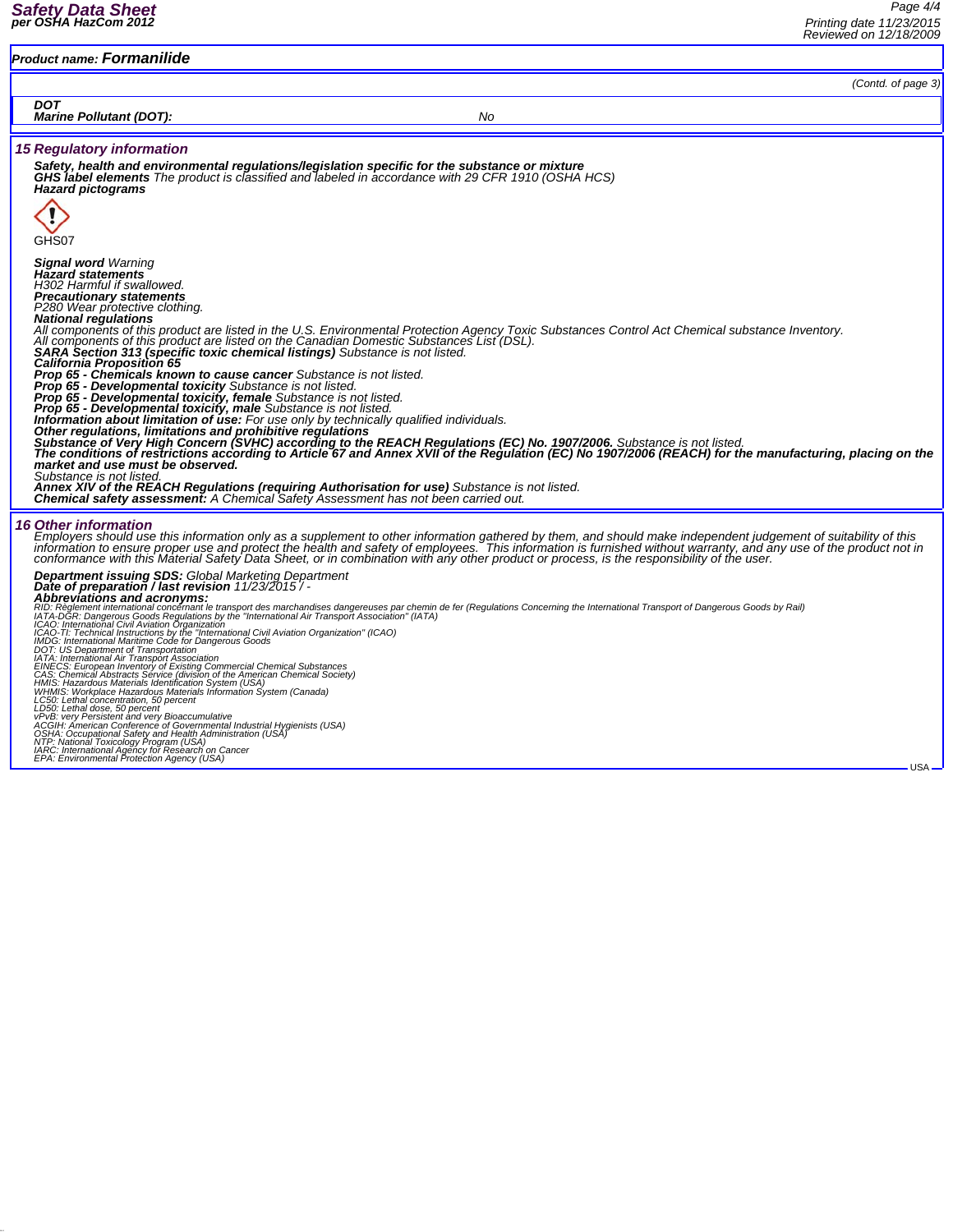**Product name: Formanilide**

(Contd. of page 3)

**DOT**
**Marine Pollutant (DOT):** No

## 15 Regulatory information

**Safety, health and environmental regulations/legislation specific for the substance or mixture**
**GHS label elements** The product is classified and labeled in accordance with 29 CFR 1910 (OSHA HCS)
**Hazard pictograms**

GHS07

**Signal word** Warning
**Hazard statements**
H302 Harmful if swallowed.
**Precautionary statements**
P280 Wear protective clothing.
**National regulations**
All components of this product are listed in the U.S. Environmental Protection Agency Toxic Substances Control Act Chemical substance Inventory.
All components of this product are listed on the Canadian Domestic Substances List (DSL).
**SARA Section 313 (specific toxic chemical listings)** Substance is not listed.
**California Proposition 65**
**Prop 65 - Chemicals known to cause cancer** Substance is not listed.
**Prop 65 - Developmental toxicity** Substance is not listed.
**Prop 65 - Developmental toxicity, female** Substance is not listed.
**Prop 65 - Developmental toxicity, male** Substance is not listed.
**Information about limitation of use:** For use only by technically qualified individuals.
**Other regulations, limitations and prohibitive regulations**
**Substance of Very High Concern (SVHC) according to the REACH Regulations (EC) No. 1907/2006.** Substance is not listed.
**The conditions of restrictions according to Article 67 and Annex XVII of the Regulation (EC) No 1907/2006 (REACH) for the manufacturing, placing on the market and use must be observed.**
Substance is not listed.
**Annex XIV of the REACH Regulations (requiring Authorisation for use)** Substance is not listed.
**Chemical safety assessment:** A Chemical Safety Assessment has not been carried out.

## 16 Other information

Employers should use this information only as a supplement to other information gathered by them, and should make independent judgement of suitability of this information to ensure proper use and protect the health and safety of employees. This information is furnished without warranty, and any use of the product not in conformance with this Material Safety Data Sheet, or in combination with any other product or process, is the responsibility of the user.

**Department issuing SDS:** Global Marketing Department
**Date of preparation / last revision** 11/23/2015 / -
**Abbreviations and acronyms:**
RID: Règlement international concernant le transport des marchandises dangereuses par chemin de fer (Regulations Concerning the International Transport of Dangerous Goods by Rail)
IATA-DGR: Dangerous Goods Regulations by the "International Air Transport Association" (IATA)
ICAO: International Civil Aviation Organization
ICAO-TI: Technical Instructions by the "International Civil Aviation Organization" (ICAO)
IMDG: International Maritime Code for Dangerous Goods
DOT: US Department of Transportation
IATA: International Air Transport Association
EINECS: European Inventory of Existing Commercial Chemical Substances
CAS: Chemical Abstracts Service (division of the American Chemical Society)
HMIS: Hazardous Materials Identification System (USA)
WHMIS: Workplace Hazardous Materials Information System (Canada)
LC50: Lethal concentration, 50 percent
LD50: Lethal dose, 50 percent
vPvB: very Persistent and very Bioaccumulative
ACGIH: American Conference of Governmental Industrial Hygienists (USA)
OSHA: Occupational Safety and Health Administration (USA)
NTP: National Toxicology Program (USA)
IARC: International Agency for Research on Cancer
EPA: Environmental Protection Agency (USA)